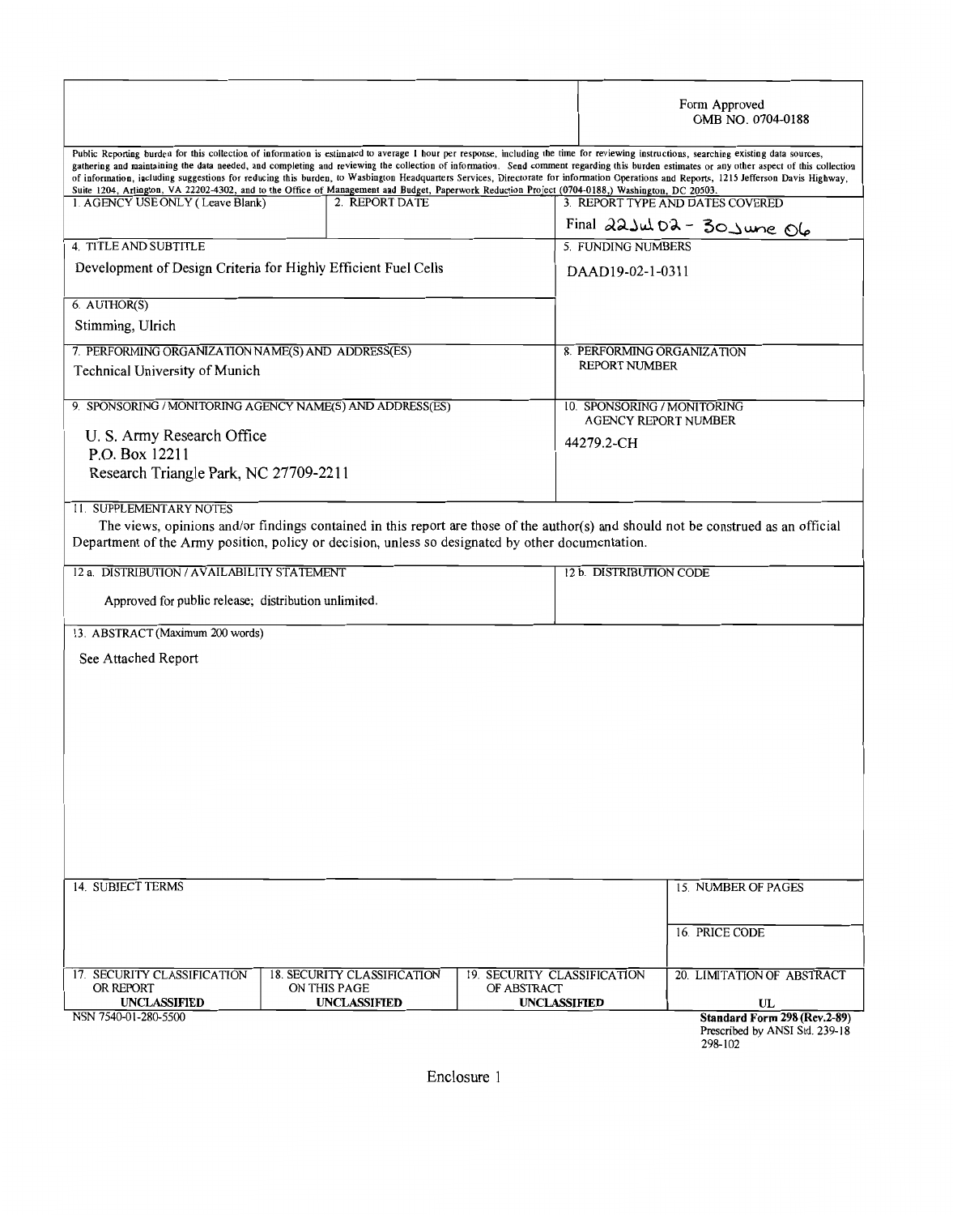Form Approved
OMB NO. 0704-0188

Public Reporting burden for this collection of information is estimated to average 1 hour per response, including the time for reviewing instructions, searching existing data sources, gathering and maintaining the data needed, and completing and reviewing the collection of information. Send comment regarding this burden estimates or any other aspect of this collection of information, including suggestions for reducing this burden, to Washington Headquarters Services, Directorate for information Operations and Reports, 1215 Jefferson Davis Highway, Suite 1204, Arlington, VA 22202-4302, and to the Office of Management and Budget, Paperwork Reduction Project (0704-0188,) Washington, DC 20503.

| 1. AGENCY USE ONLY ( Leave Blank) | 2. REPORT DATE | 3. REPORT TYPE AND DATES COVERED |
|---|---|---|
| | | Final 22Jul02 - 30June 06 |

| 4. TITLE AND SUBTITLE | 5. FUNDING NUMBERS |
|---|---|
| Development of Design Criteria for Highly Efficient Fuel Cells | DAAD19-02-1-0311 |
| 6. AUTHOR(S) | |
| Stimming, Ulrich | |
| 7. PERFORMING ORGANIZATION NAME(S) AND ADDRESS(ES) | 8. PERFORMING ORGANIZATION REPORT NUMBER |
| Technical University of Munich | |
| 9. SPONSORING / MONITORING AGENCY NAME(S) AND ADDRESS(ES) | 10. SPONSORING / MONITORING AGENCY REPORT NUMBER |
| U. S. Army Research Office<br>P.O. Box 12211<br>Research Triangle Park, NC 27709-2211 | 44279.2-CH |

11. SUPPLEMENTARY NOTES

The views, opinions and/or findings contained in this report are those of the author(s) and should not be construed as an official Department of the Army position, policy or decision, unless so designated by other documentation.

| 12 a. DISTRIBUTION / AVAILABILITY STATEMENT | 12 b. DISTRIBUTION CODE |
|---|---|
| Approved for public release; distribution unlimited. | |

13. ABSTRACT (Maximum 200 words)

See Attached Report

| 14. SUBJECT TERMS | 15. NUMBER OF PAGES |
|---|---|
| | 16. PRICE CODE |

| 17. SECURITY CLASSIFICATION OR REPORT | 18. SECURITY CLASSIFICATION ON THIS PAGE | 19. SECURITY CLASSIFICATION OF ABSTRACT | 20. LIMITATION OF ABSTRACT |
|---|---|---|---|
| **UNCLASSIFIED** | **UNCLASSIFIED** | **UNCLASSIFIED** | UL |

NSN 7540-01-280-5500

**Standard Form 298 (Rev.2-89)**
Prescribed by ANSI Std. 239-18
298-102

Enclosure 1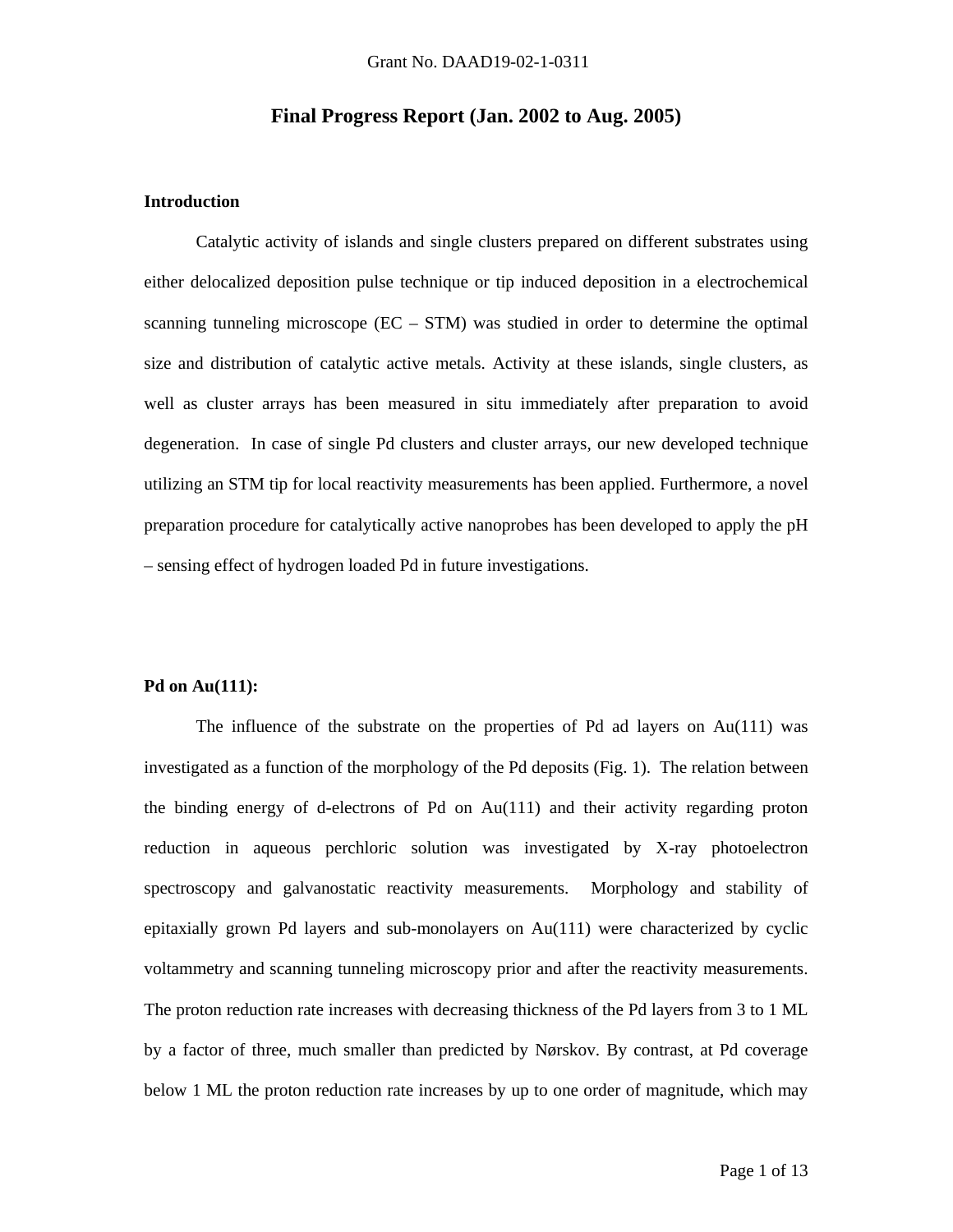Grant No. DAAD19-02-1-0311

# Final Progress Report (Jan. 2002 to Aug. 2005)

**Introduction**

Catalytic activity of islands and single clusters prepared on different substrates using either delocalized deposition pulse technique or tip induced deposition in a electrochemical scanning tunneling microscope (EC – STM) was studied in order to determine the optimal size and distribution of catalytic active metals. Activity at these islands, single clusters, as well as cluster arrays has been measured in situ immediately after preparation to avoid degeneration. In case of single Pd clusters and cluster arrays, our new developed technique utilizing an STM tip for local reactivity measurements has been applied. Furthermore, a novel preparation procedure for catalytically active nanoprobes has been developed to apply the pH – sensing effect of hydrogen loaded Pd in future investigations.

**Pd on Au(111):**

The influence of the substrate on the properties of Pd ad layers on Au(111) was investigated as a function of the morphology of the Pd deposits (Fig. 1). The relation between the binding energy of d-electrons of Pd on Au(111) and their activity regarding proton reduction in aqueous perchloric solution was investigated by X-ray photoelectron spectroscopy and galvanostatic reactivity measurements. Morphology and stability of epitaxially grown Pd layers and sub-monolayers on Au(111) were characterized by cyclic voltammetry and scanning tunneling microscopy prior and after the reactivity measurements. The proton reduction rate increases with decreasing thickness of the Pd layers from 3 to 1 ML by a factor of three, much smaller than predicted by Nørskov. By contrast, at Pd coverage below 1 ML the proton reduction rate increases by up to one order of magnitude, which may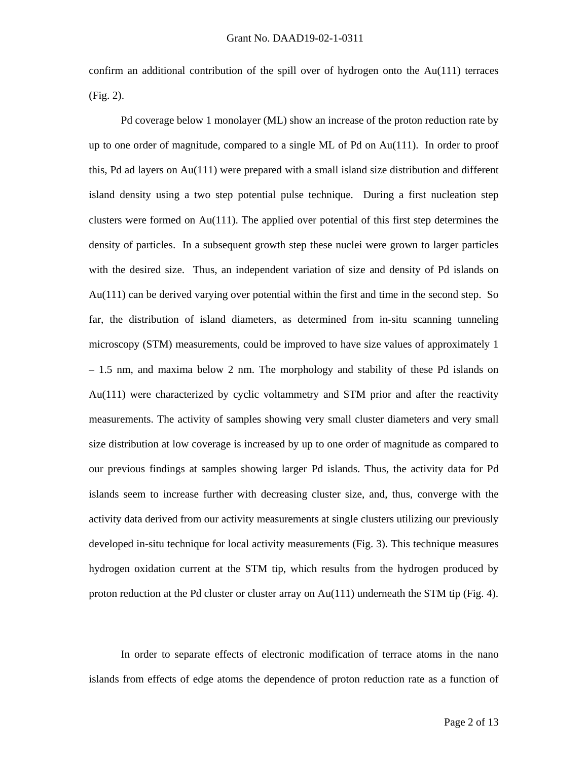confirm an additional contribution of the spill over of hydrogen onto the Au(111) terraces (Fig. 2).

Pd coverage below 1 monolayer (ML) show an increase of the proton reduction rate by up to one order of magnitude, compared to a single ML of Pd on Au(111). In order to proof this, Pd ad layers on Au(111) were prepared with a small island size distribution and different island density using a two step potential pulse technique. During a first nucleation step clusters were formed on Au(111). The applied over potential of this first step determines the density of particles. In a subsequent growth step these nuclei were grown to larger particles with the desired size. Thus, an independent variation of size and density of Pd islands on Au(111) can be derived varying over potential within the first and time in the second step. So far, the distribution of island diameters, as determined from in-situ scanning tunneling microscopy (STM) measurements, could be improved to have size values of approximately 1 – 1.5 nm, and maxima below 2 nm. The morphology and stability of these Pd islands on Au(111) were characterized by cyclic voltammetry and STM prior and after the reactivity measurements. The activity of samples showing very small cluster diameters and very small size distribution at low coverage is increased by up to one order of magnitude as compared to our previous findings at samples showing larger Pd islands. Thus, the activity data for Pd islands seem to increase further with decreasing cluster size, and, thus, converge with the activity data derived from our activity measurements at single clusters utilizing our previously developed in-situ technique for local activity measurements (Fig. 3). This technique measures hydrogen oxidation current at the STM tip, which results from the hydrogen produced by proton reduction at the Pd cluster or cluster array on Au(111) underneath the STM tip (Fig. 4).

In order to separate effects of electronic modification of terrace atoms in the nano islands from effects of edge atoms the dependence of proton reduction rate as a function of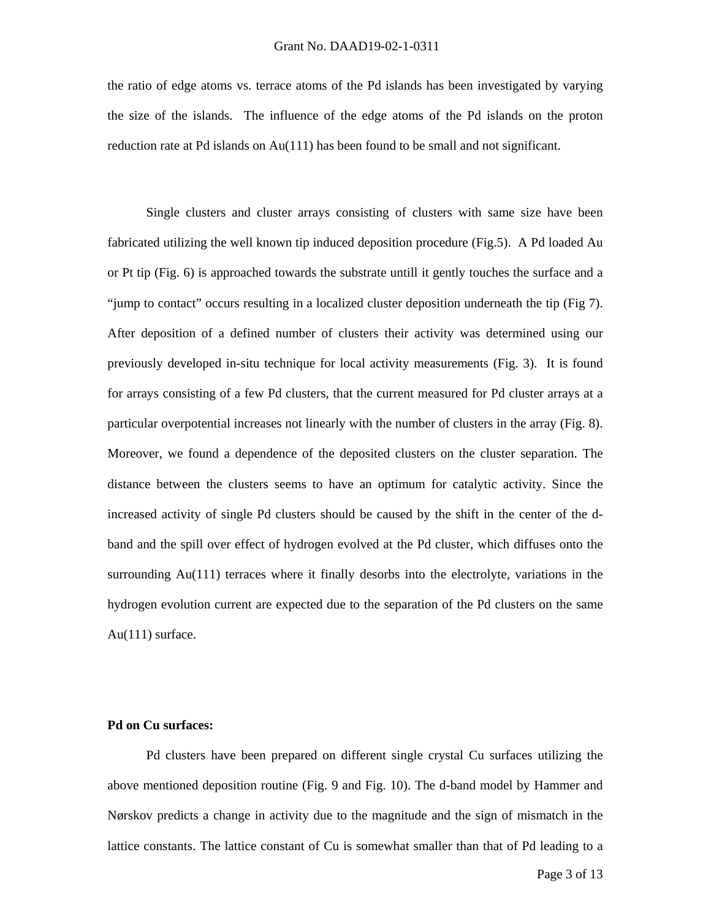the ratio of edge atoms vs. terrace atoms of the Pd islands has been investigated by varying the size of the islands. The influence of the edge atoms of the Pd islands on the proton reduction rate at Pd islands on Au(111) has been found to be small and not significant.

Single clusters and cluster arrays consisting of clusters with same size have been fabricated utilizing the well known tip induced deposition procedure (Fig.5). A Pd loaded Au or Pt tip (Fig. 6) is approached towards the substrate untill it gently touches the surface and a "jump to contact" occurs resulting in a localized cluster deposition underneath the tip (Fig 7). After deposition of a defined number of clusters their activity was determined using our previously developed in-situ technique for local activity measurements (Fig. 3). It is found for arrays consisting of a few Pd clusters, that the current measured for Pd cluster arrays at a particular overpotential increases not linearly with the number of clusters in the array (Fig. 8). Moreover, we found a dependence of the deposited clusters on the cluster separation. The distance between the clusters seems to have an optimum for catalytic activity. Since the increased activity of single Pd clusters should be caused by the shift in the center of the d-band and the spill over effect of hydrogen evolved at the Pd cluster, which diffuses onto the surrounding Au(111) terraces where it finally desorbs into the electrolyte, variations in the hydrogen evolution current are expected due to the separation of the Pd clusters on the same Au(111) surface.

**Pd on Cu surfaces:**

Pd clusters have been prepared on different single crystal Cu surfaces utilizing the above mentioned deposition routine (Fig. 9 and Fig. 10). The d-band model by Hammer and Nørskov predicts a change in activity due to the magnitude and the sign of mismatch in the lattice constants. The lattice constant of Cu is somewhat smaller than that of Pd leading to a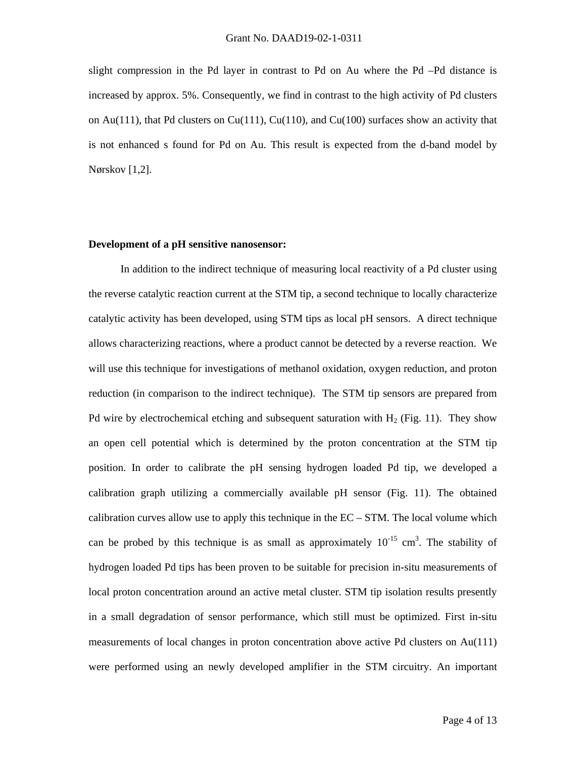slight compression in the Pd layer in contrast to Pd on Au where the Pd –Pd distance is increased by approx. 5%. Consequently, we find in contrast to the high activity of Pd clusters on Au(111), that Pd clusters on Cu(111), Cu(110), and Cu(100) surfaces show an activity that is not enhanced s found for Pd on Au. This result is expected from the d-band model by Nørskov [1,2].

**Development of a pH sensitive nanosensor:**

In addition to the indirect technique of measuring local reactivity of a Pd cluster using the reverse catalytic reaction current at the STM tip, a second technique to locally characterize catalytic activity has been developed, using STM tips as local pH sensors. A direct technique allows characterizing reactions, where a product cannot be detected by a reverse reaction. We will use this technique for investigations of methanol oxidation, oxygen reduction, and proton reduction (in comparison to the indirect technique). The STM tip sensors are prepared from Pd wire by electrochemical etching and subsequent saturation with $H_2$ (Fig. 11). They show an open cell potential which is determined by the proton concentration at the STM tip position. In order to calibrate the pH sensing hydrogen loaded Pd tip, we developed a calibration graph utilizing a commercially available pH sensor (Fig. 11). The obtained calibration curves allow use to apply this technique in the EC – STM. The local volume which can be probed by this technique is as small as approximately $10^{-15}$ $cm^3$. The stability of hydrogen loaded Pd tips has been proven to be suitable for precision in-situ measurements of local proton concentration around an active metal cluster. STM tip isolation results presently in a small degradation of sensor performance, which still must be optimized. First in-situ measurements of local changes in proton concentration above active Pd clusters on Au(111) were performed using an newly developed amplifier in the STM circuitry. An important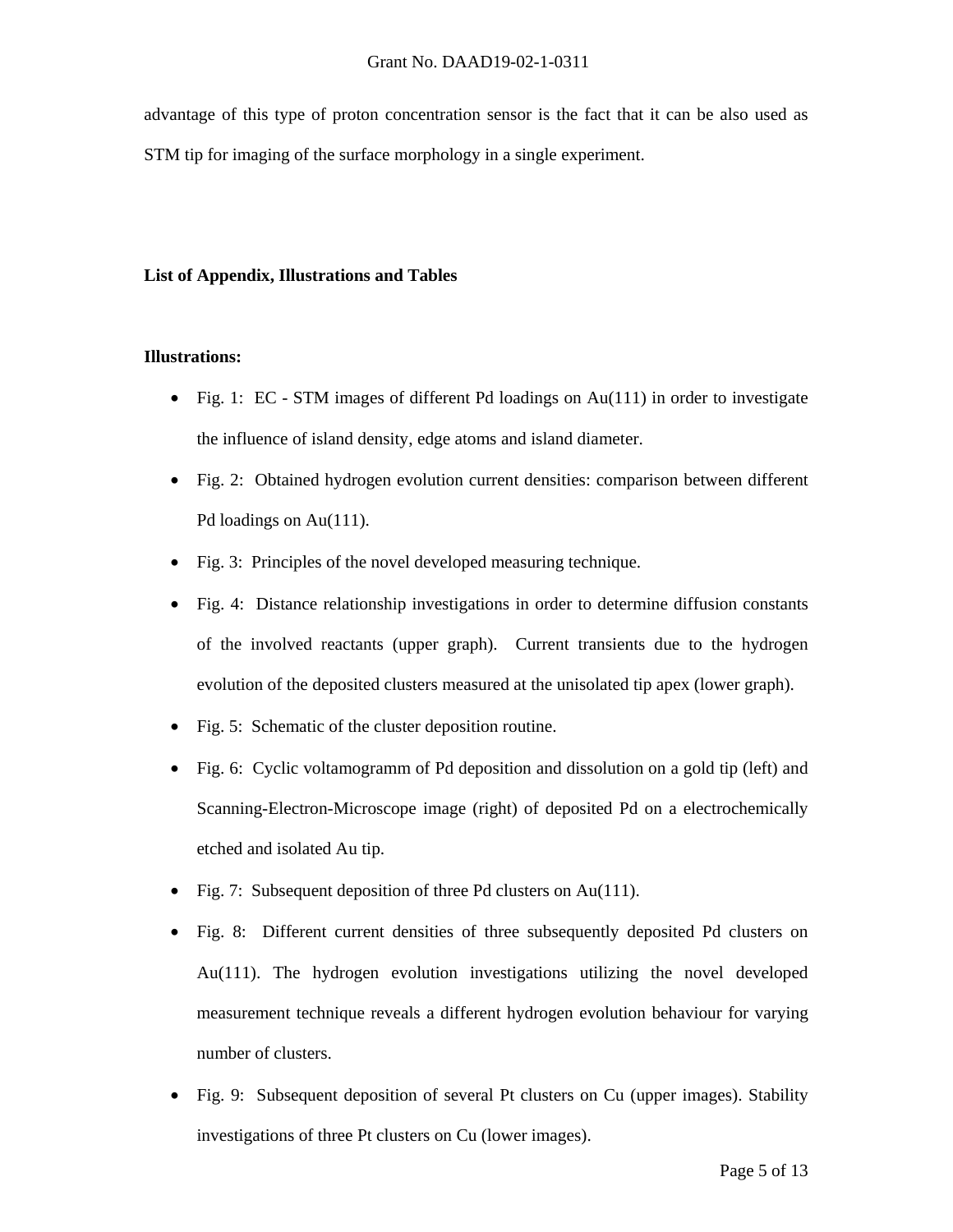advantage of this type of proton concentration sensor is the fact that it can be also used as STM tip for imaging of the surface morphology in a single experiment.

**List of Appendix, Illustrations and Tables**

**Illustrations:**

- Fig. 1: EC - STM images of different Pd loadings on Au(111) in order to investigate the influence of island density, edge atoms and island diameter.
- Fig. 2: Obtained hydrogen evolution current densities: comparison between different Pd loadings on Au(111).
- Fig. 3: Principles of the novel developed measuring technique.
- Fig. 4: Distance relationship investigations in order to determine diffusion constants of the involved reactants (upper graph). Current transients due to the hydrogen evolution of the deposited clusters measured at the unisolated tip apex (lower graph).
- Fig. 5: Schematic of the cluster deposition routine.
- Fig. 6: Cyclic voltamogramm of Pd deposition and dissolution on a gold tip (left) and Scanning-Electron-Microscope image (right) of deposited Pd on a electrochemically etched and isolated Au tip.
- Fig. 7: Subsequent deposition of three Pd clusters on Au(111).
- Fig. 8: Different current densities of three subsequently deposited Pd clusters on Au(111). The hydrogen evolution investigations utilizing the novel developed measurement technique reveals a different hydrogen evolution behaviour for varying number of clusters.
- Fig. 9: Subsequent deposition of several Pt clusters on Cu (upper images). Stability investigations of three Pt clusters on Cu (lower images).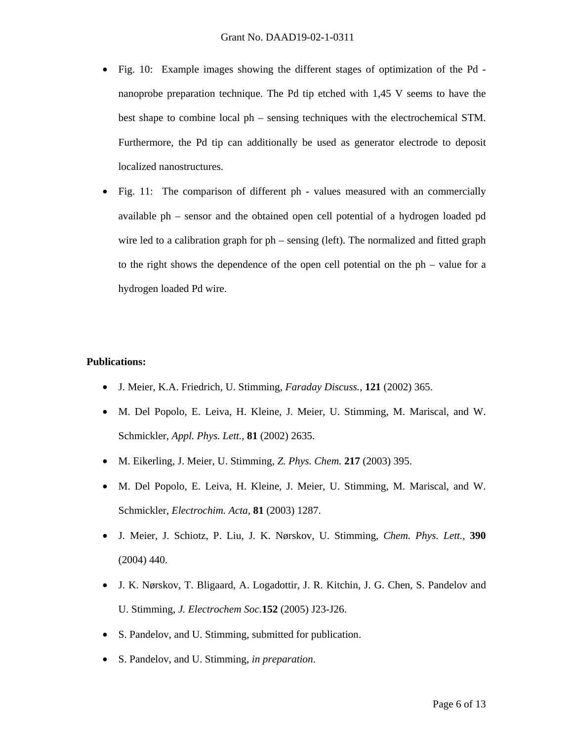- Fig. 10: Example images showing the different stages of optimization of the Pd - nanoprobe preparation technique. The Pd tip etched with 1,45 V seems to have the best shape to combine local ph – sensing techniques with the electrochemical STM. Furthermore, the Pd tip can additionally be used as generator electrode to deposit localized nanostructures.
- Fig. 11: The comparison of different ph - values measured with an commercially available ph – sensor and the obtained open cell potential of a hydrogen loaded pd wire led to a calibration graph for ph – sensing (left). The normalized and fitted graph to the right shows the dependence of the open cell potential on the ph – value for a hydrogen loaded Pd wire.

**Publications:**

- J. Meier, K.A. Friedrich, U. Stimming, *Faraday Discuss.*, **121** (2002) 365.
- M. Del Popolo, E. Leiva, H. Kleine, J. Meier, U. Stimming, M. Mariscal, and W. Schmickler, *Appl. Phys. Lett.*, **81** (2002) 2635.
- M. Eikerling, J. Meier, U. Stimming, *Z. Phys. Chem.* **217** (2003) 395.
- M. Del Popolo, E. Leiva, H. Kleine, J. Meier, U. Stimming, M. Mariscal, and W. Schmickler, *Electrochim. Acta,* **81** (2003) 1287.
- J. Meier, J. Schiotz, P. Liu, J. K. Nørskov, U. Stimming, *Chem. Phys. Lett.*, **390** (2004) 440.
- J. K. Nørskov, T. Bligaard, A. Logadottir, J. R. Kitchin, J. G. Chen, S. Pandelov and U. Stimming, *J. Electrochem Soc.***152** (2005) J23-J26.
- S. Pandelov, and U. Stimming, submitted for publication.
- S. Pandelov, and U. Stimming, *in preparation*.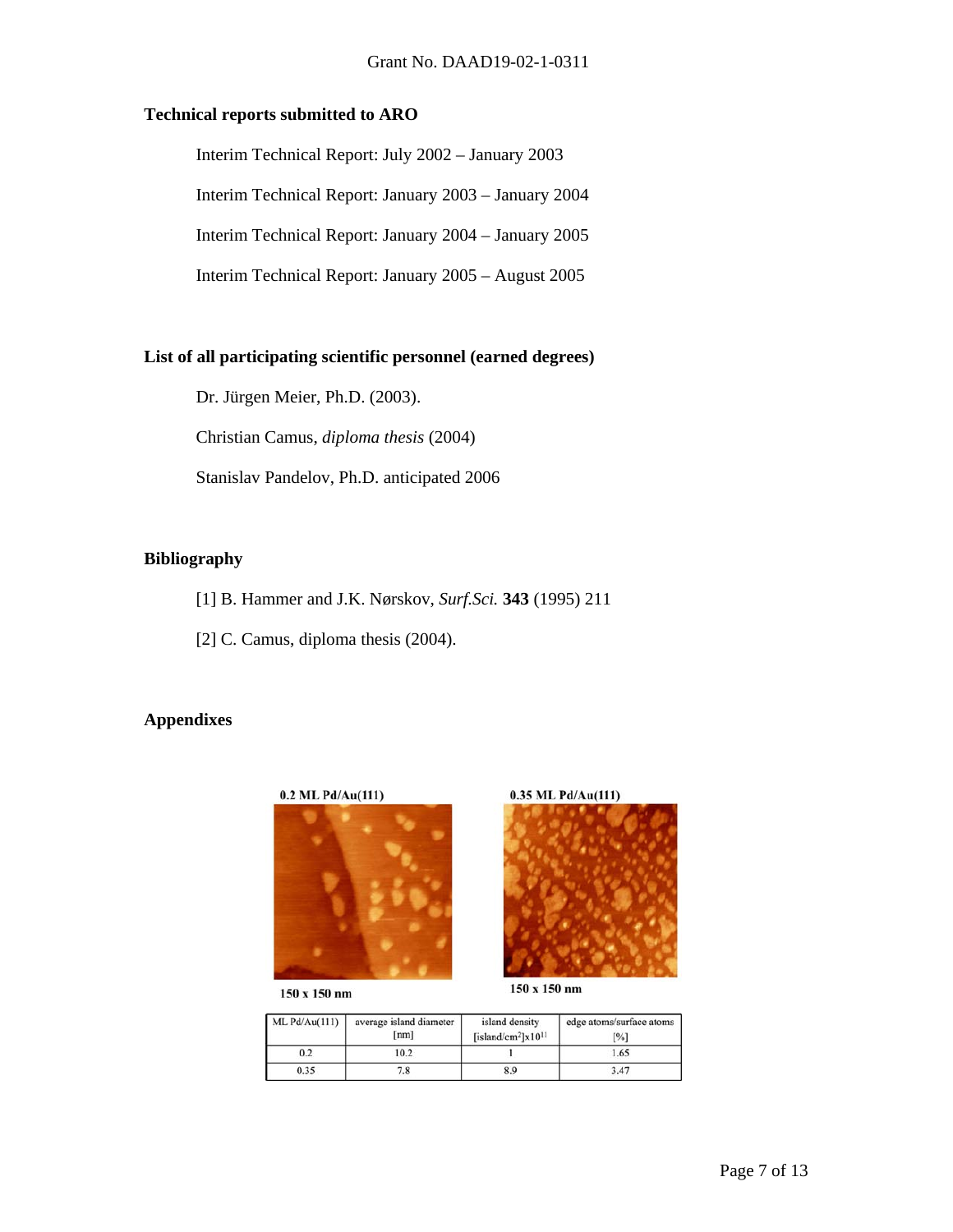## Technical reports submitted to ARO

Interim Technical Report: July 2002 – January 2003

Interim Technical Report: January 2003 – January 2004

Interim Technical Report: January 2004 – January 2005

Interim Technical Report: January 2005 – August 2005

## List of all participating scientific personnel (earned degrees)

Dr. Jürgen Meier, Ph.D. (2003).

Christian Camus, *diploma thesis* (2004)

Stanislav Pandelov, Ph.D. anticipated 2006

## Bibliography

[1] B. Hammer and J.K. Nørskov, *Surf.Sci.* **343** (1995) 211

[2] C. Camus, diploma thesis (2004).

## Appendixes

0.2 ML Pd/Au(111)

150 x 150 nm

0.35 ML Pd/Au(111)

150 x 150 nm

| ML Pd/Au(111) | average island diameter [nm] | island density [island/cm$^2$]x10$^{11}$ | edge atoms/surface atoms [%] |
|---|---|---|---|
| 0.2 | 10.2 | 1 | 1.65 |
| 0.35 | 7.8 | 8.9 | 3.47 |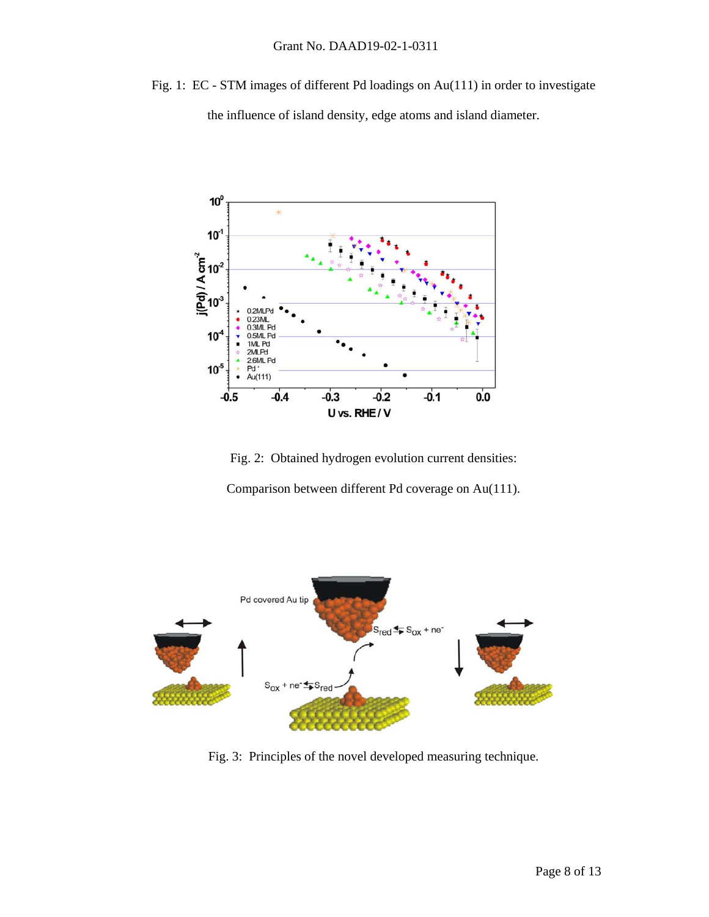Fig. 1: EC - STM images of different Pd loadings on Au(111) in order to investigate the influence of island density, edge atoms and island diameter.

Fig. 2: Obtained hydrogen evolution current densities: Comparison between different Pd coverage on Au(111).

Fig. 3: Principles of the novel developed measuring technique.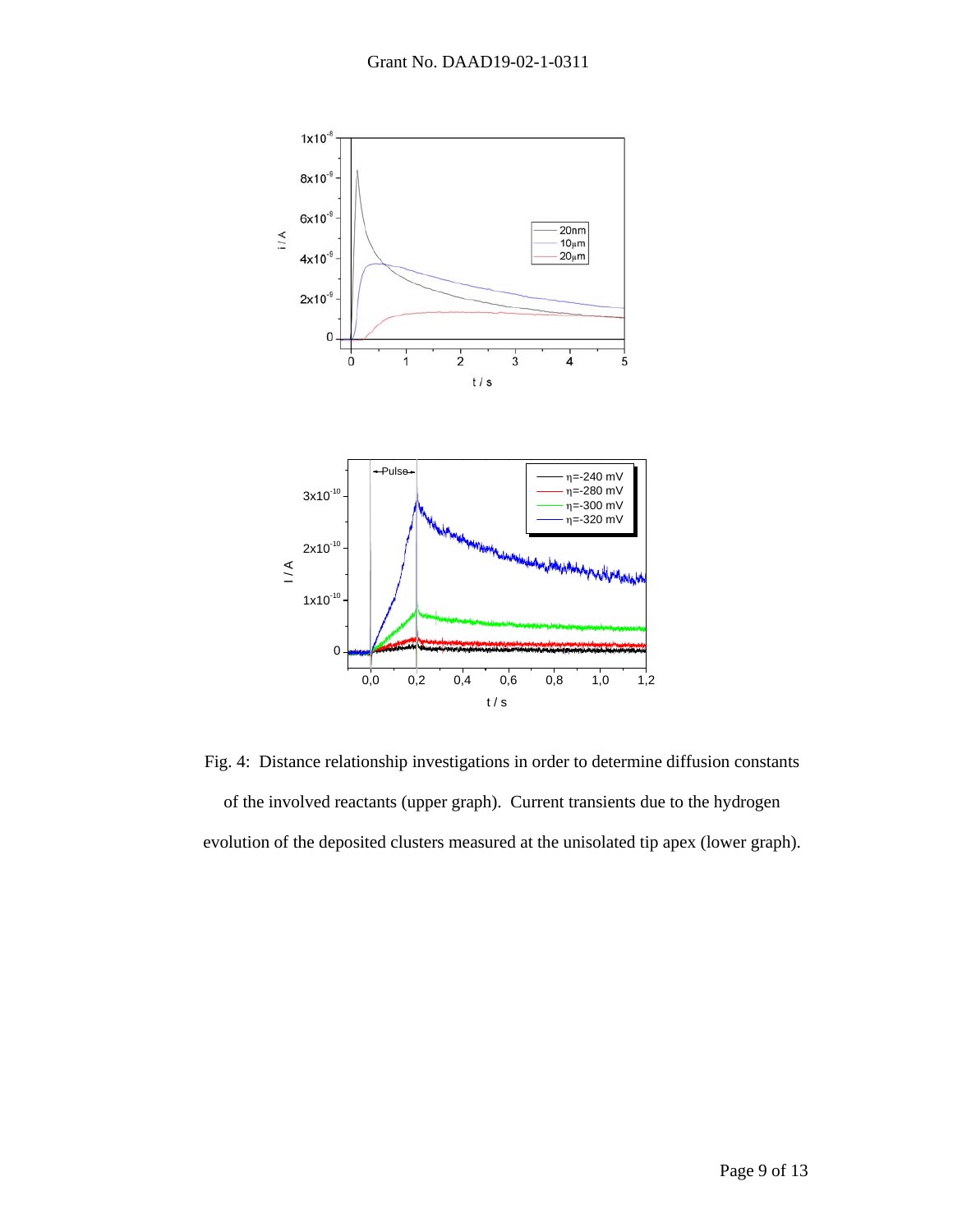Fig. 4: Distance relationship investigations in order to determine diffusion constants of the involved reactants (upper graph). Current transients due to the hydrogen evolution of the deposited clusters measured at the unisolated tip apex (lower graph).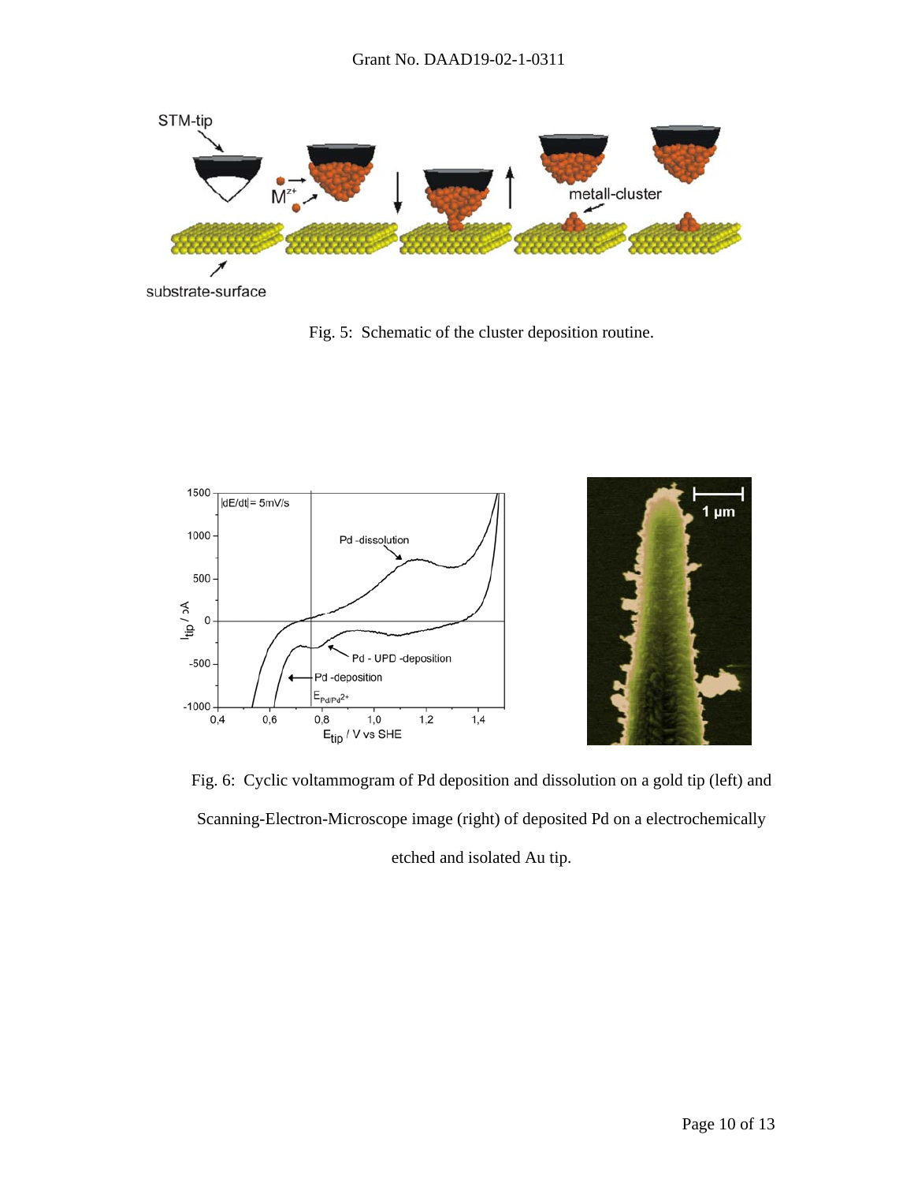Fig. 5: Schematic of the cluster deposition routine.

Fig. 6: Cyclic voltammogram of Pd deposition and dissolution on a gold tip (left) and Scanning-Electron-Microscope image (right) of deposited Pd on a electrochemically etched and isolated Au tip.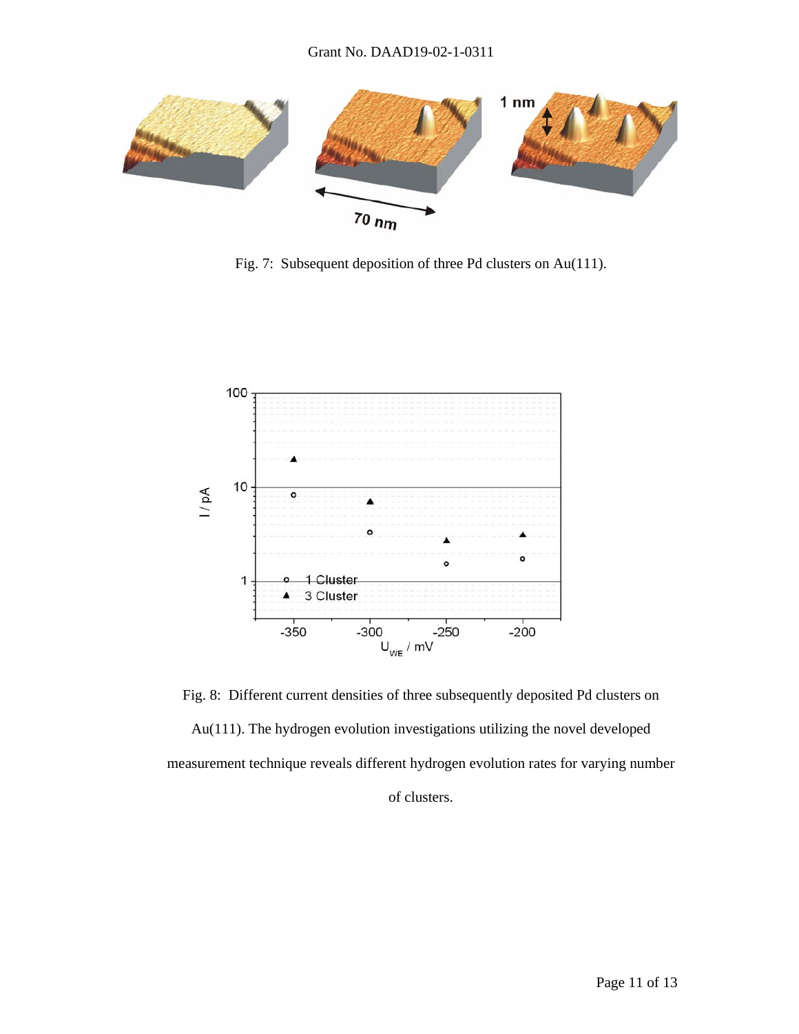Fig. 7:  Subsequent deposition of three Pd clusters on Au(111).

Fig. 8:  Different current densities of three subsequently deposited Pd clusters on Au(111). The hydrogen evolution investigations utilizing the novel developed measurement technique reveals different hydrogen evolution rates for varying number of clusters.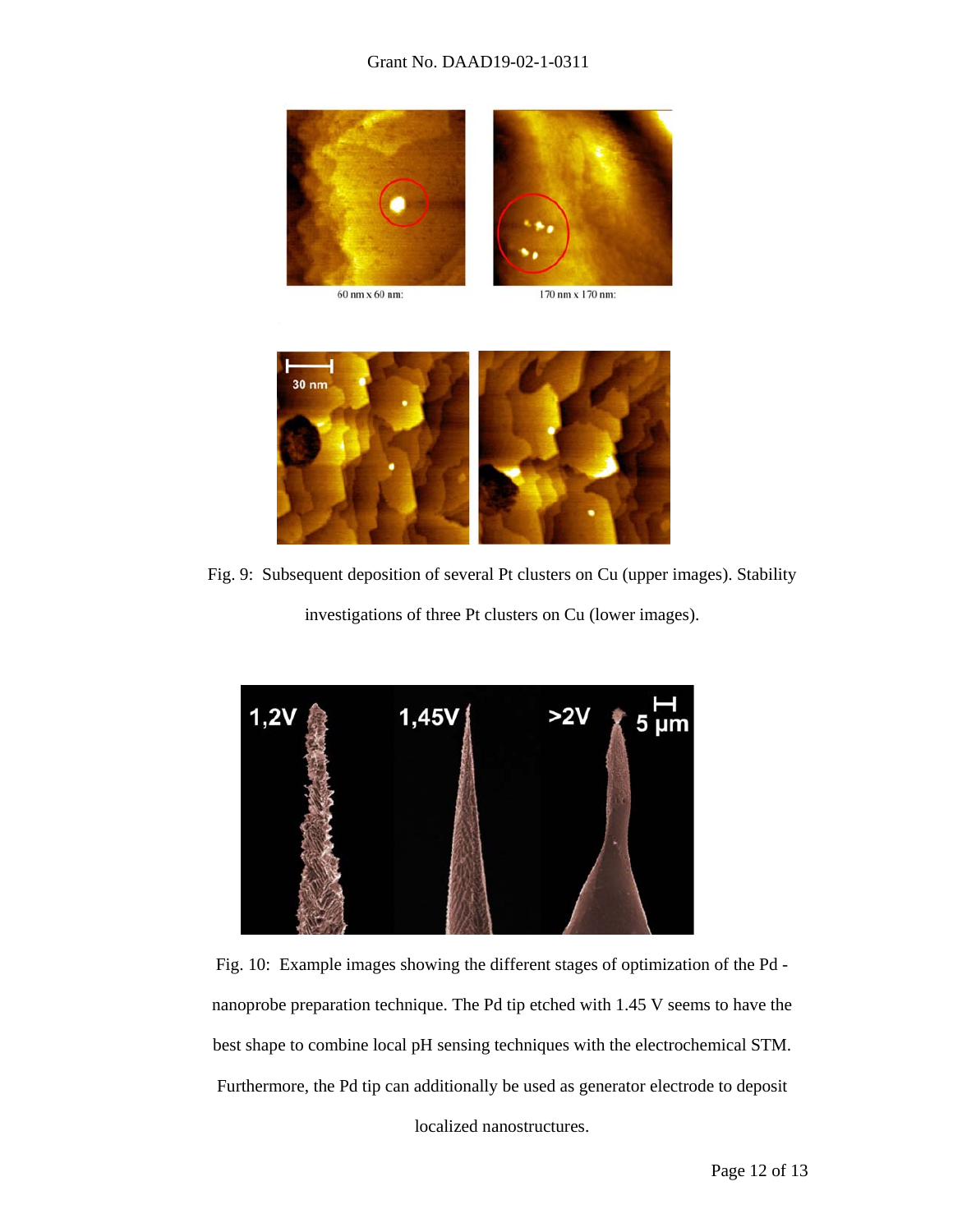60 nm x 60 nm:

170 nm x 170 nm:

Fig. 9: Subsequent deposition of several Pt clusters on Cu (upper images). Stability investigations of three Pt clusters on Cu (lower images).

Fig. 10: Example images showing the different stages of optimization of the Pd - nanoprobe preparation technique. The Pd tip etched with 1.45 V seems to have the best shape to combine local pH sensing techniques with the electrochemical STM. Furthermore, the Pd tip can additionally be used as generator electrode to deposit localized nanostructures.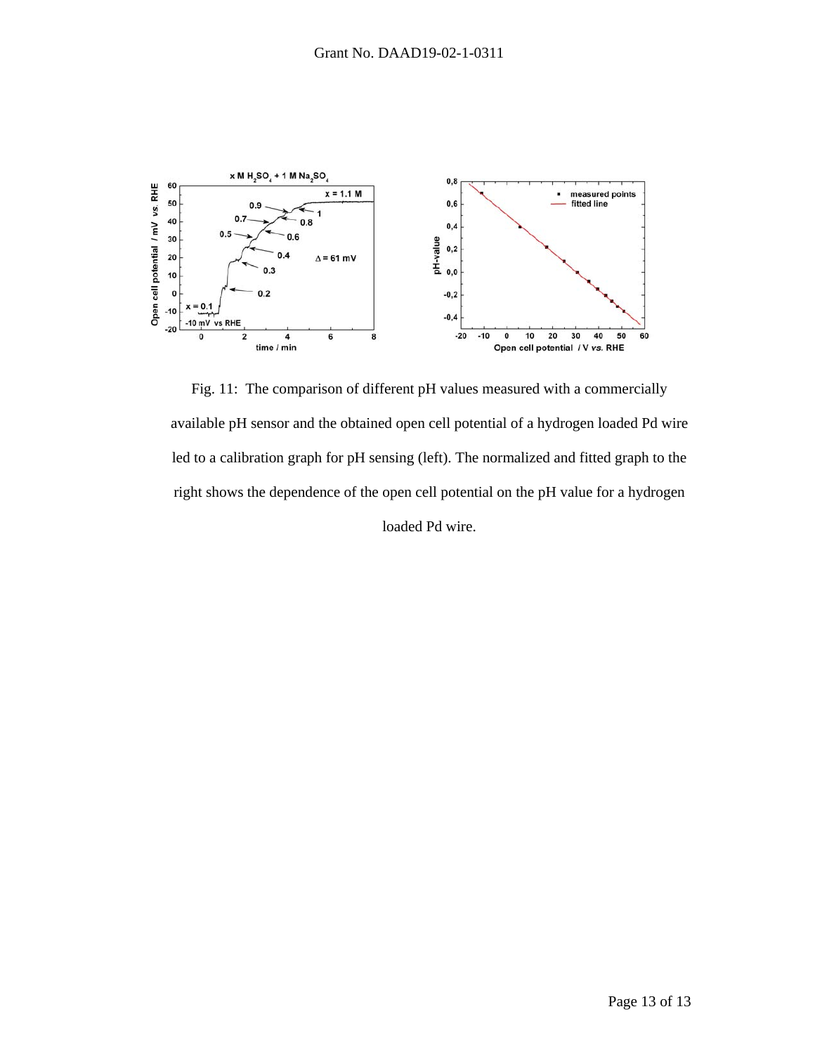x M $H_2SO_4$ + 1 M $Na_2SO_4$

Open cell potential / mV *vs.* RHE

x = 1.1 M

0.9

1

0.7

0.8

0.5

0.6

0.4

$\Delta$ = 61 mV

0.3

0.2

x = 0.1

-10 mV vs RHE

time / min

pH-value

measured points

fitted line

Open cell potential / V *vs.* RHE

Fig. 11: The comparison of different pH values measured with a commercially available pH sensor and the obtained open cell potential of a hydrogen loaded Pd wire led to a calibration graph for pH sensing (left). The normalized and fitted graph to the right shows the dependence of the open cell potential on the pH value for a hydrogen loaded Pd wire.